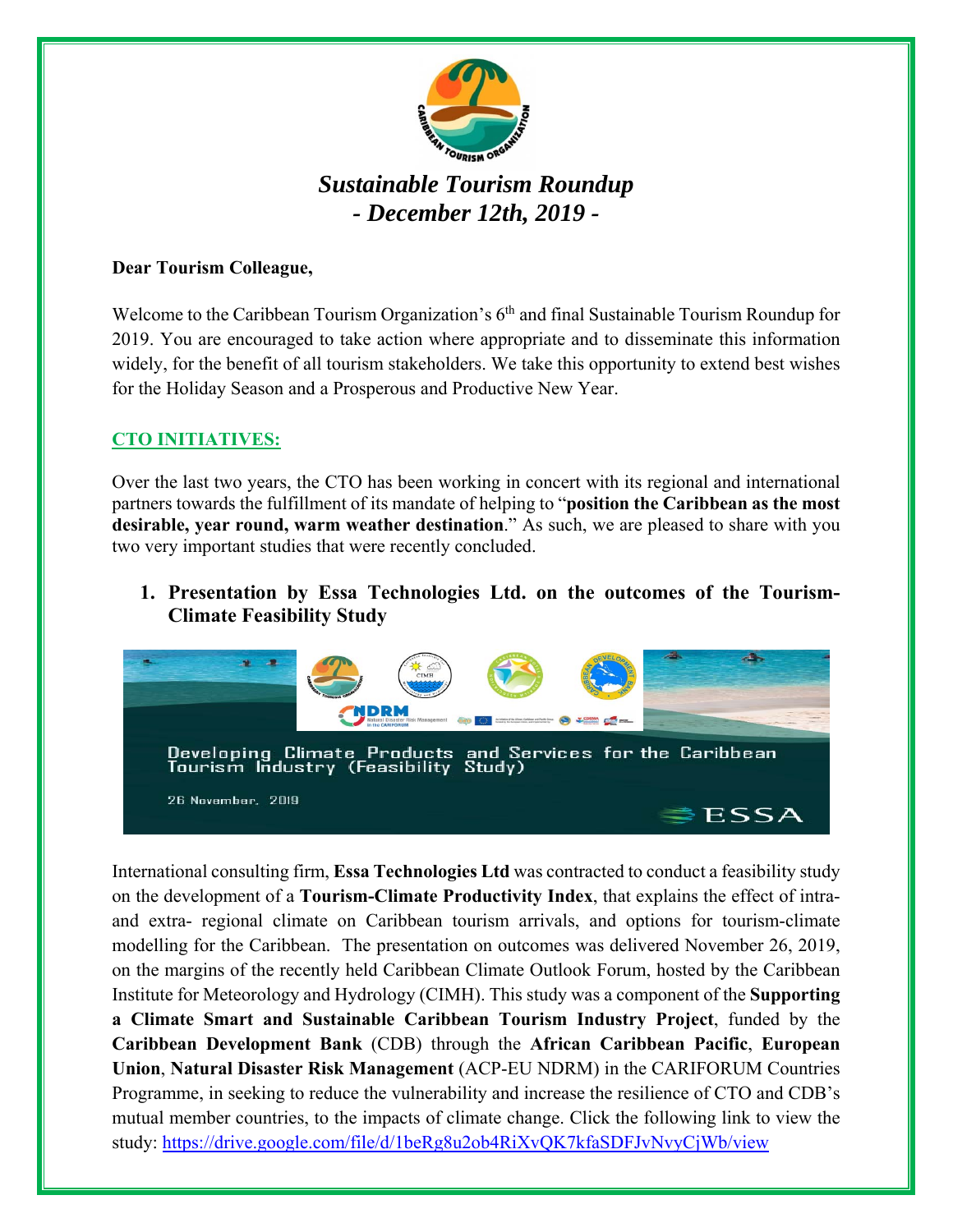# *Sustainable Tourism Roundup*
# *- December 12th, 2019 -*

**Dear Tourism Colleague,**

Welcome to the Caribbean Tourism Organization's 6th and final Sustainable Tourism Roundup for 2019. You are encouraged to take action where appropriate and to disseminate this information widely, for the benefit of all tourism stakeholders. We take this opportunity to extend best wishes for the Holiday Season and a Prosperous and Productive New Year.

## CTO INITIATIVES:

Over the last two years, the CTO has been working in concert with its regional and international partners towards the fulfillment of its mandate of helping to "**position the Caribbean as the most desirable, year round, warm weather destination**." As such, we are pleased to share with you two very important studies that were recently concluded.

1. **Presentation by Essa Technologies Ltd. on the outcomes of the Tourism-Climate Feasibility Study**

Developing Climate Products and Services for the Caribbean Tourism Industry (Feasibility Study)

26 November, 2019

ESSA

International consulting firm, **Essa Technologies Ltd** was contracted to conduct a feasibility study on the development of a **Tourism-Climate Productivity Index**, that explains the effect of intra- and extra- regional climate on Caribbean tourism arrivals, and options for tourism-climate modelling for the Caribbean. The presentation on outcomes was delivered November 26, 2019, on the margins of the recently held Caribbean Climate Outlook Forum, hosted by the Caribbean Institute for Meteorology and Hydrology (CIMH). This study was a component of the **Supporting a Climate Smart and Sustainable Caribbean Tourism Industry Project**, funded by the **Caribbean Development Bank** (CDB) through the **African Caribbean Pacific**, **European Union**, **Natural Disaster Risk Management** (ACP-EU NDRM) in the CARIFORUM Countries Programme, in seeking to reduce the vulnerability and increase the resilience of CTO and CDB's mutual member countries, to the impacts of climate change. Click the following link to view the study: https://drive.google.com/file/d/1beRg8u2ob4RiXvQK7kfaSDFJvNvyCjWb/view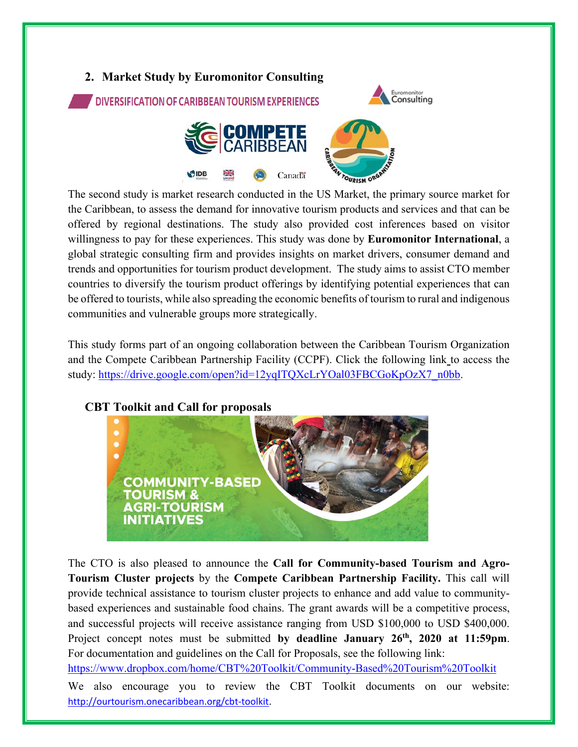## 2. Market Study by Euromonitor Consulting

DIVERSIFICATION OF CARIBBEAN TOURISM EXPERIENCES

The second study is market research conducted in the US Market, the primary source market for the Caribbean, to assess the demand for innovative tourism products and services and that can be offered by regional destinations. The study also provided cost inferences based on visitor willingness to pay for these experiences. This study was done by **Euromonitor International**, a global strategic consulting firm and provides insights on market drivers, consumer demand and trends and opportunities for tourism product development. The study aims to assist CTO member countries to diversify the tourism product offerings by identifying potential experiences that can be offered to tourists, while also spreading the economic benefits of tourism to rural and indigenous communities and vulnerable groups more strategically.

This study forms part of an ongoing collaboration between the Caribbean Tourism Organization and the Compete Caribbean Partnership Facility (CCPF). Click the following link to access the study: https://drive.google.com/open?id=12yqITQXcLrYOal03FBCGoKpOzX7_n0bb.

### CBT Toolkit and Call for proposals

COMMUNITY-BASED TOURISM & AGRI-TOURISM INITIATIVES

The CTO is also pleased to announce the **Call for Community-based Tourism and Agro-Tourism Cluster projects** by the **Compete Caribbean Partnership Facility.** This call will provide technical assistance to tourism cluster projects to enhance and add value to community-based experiences and sustainable food chains. The grant awards will be a competitive process, and successful projects will receive assistance ranging from USD $100,000 to USD $400,000. Project concept notes must be submitted **by deadline January 26th, 2020 at 11:59pm**. For documentation and guidelines on the Call for Proposals, see the following link:

https://www.dropbox.com/home/CBT%20Toolkit/Community-Based%20Tourism%20Toolkit

We also encourage you to review the CBT Toolkit documents on our website: http://ourtourism.onecaribbean.org/cbt-toolkit.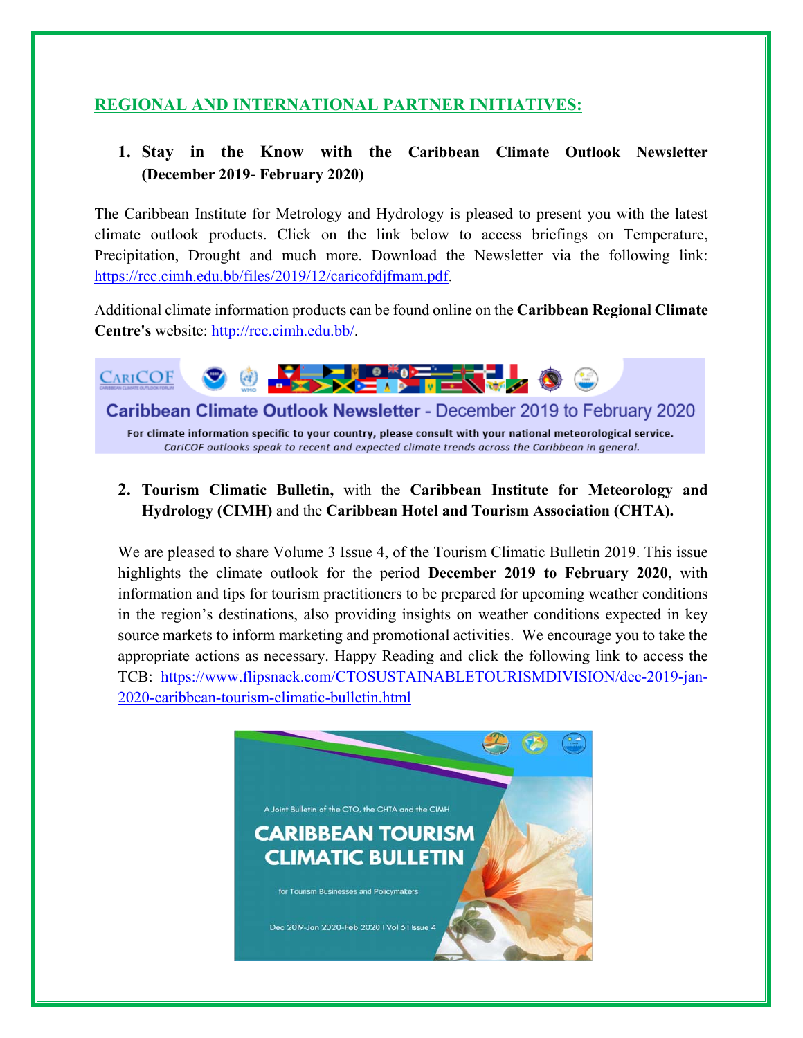## REGIONAL AND INTERNATIONAL PARTNER INITIATIVES:

### 1. Stay in the Know with the Caribbean Climate Outlook Newsletter (December 2019- February 2020)

The Caribbean Institute for Metrology and Hydrology is pleased to present you with the latest climate outlook products. Click on the link below to access briefings on Temperature, Precipitation, Drought and much more. Download the Newsletter via the following link: https://rcc.cimh.edu.bb/files/2019/12/caricofdjfmam.pdf.

Additional climate information products can be found online on the **Caribbean Regional Climate Centre's** website: http://rcc.cimh.edu.bb/.

### 2. Tourism Climatic Bulletin, with the Caribbean Institute for Meteorology and Hydrology (CIMH) and the Caribbean Hotel and Tourism Association (CHTA).

We are pleased to share Volume 3 Issue 4, of the Tourism Climatic Bulletin 2019. This issue highlights the climate outlook for the period **December 2019 to February 2020**, with information and tips for tourism practitioners to be prepared for upcoming weather conditions in the region's destinations, also providing insights on weather conditions expected in key source markets to inform marketing and promotional activities. We encourage you to take the appropriate actions as necessary. Happy Reading and click the following link to access the TCB: https://www.flipsnack.com/CTOSUSTAINABLETOURISMDIVISION/dec-2019-jan-2020-caribbean-tourism-climatic-bulletin.html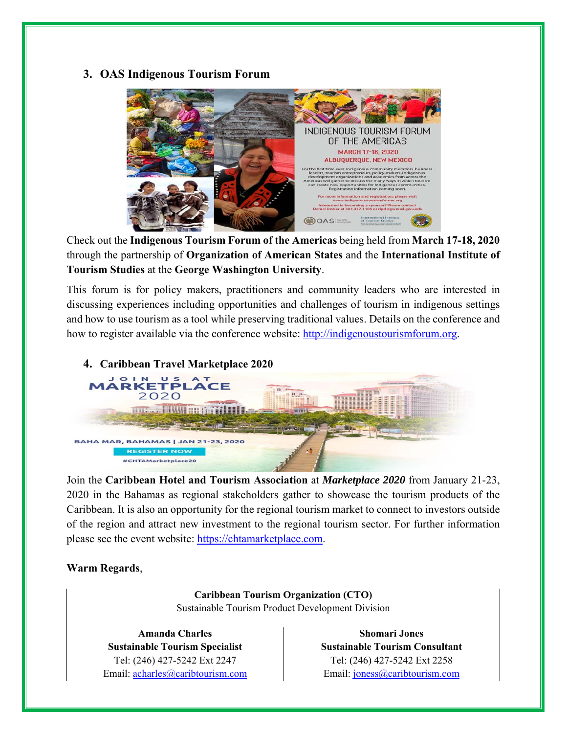### 3. OAS Indigenous Tourism Forum

Check out the **Indigenous Tourism Forum of the Americas** being held from **March 17-18, 2020** through the partnership of **Organization of American States** and the **International Institute of Tourism Studies** at the **George Washington University**.

This forum is for policy makers, practitioners and community leaders who are interested in discussing experiences including opportunities and challenges of tourism in indigenous settings and how to use tourism as a tool while preserving traditional values. Details on the conference and how to register available via the conference website: [http://indigenoustourismforum.org](http://indigenoustourismforum.org).

### 4. Caribbean Travel Marketplace 2020

Join the **Caribbean Hotel and Tourism Association** at ***Marketplace 2020*** from January 21-23, 2020 in the Bahamas as regional stakeholders gather to showcase the tourism products of the Caribbean. It is also an opportunity for the regional tourism market to connect to investors outside of the region and attract new investment to the regional tourism sector. For further information please see the event website: [https://chtamarketplace.com](https://chtamarketplace.com).

**Warm Regards**,

**Caribbean Tourism Organization (CTO)**
Sustainable Tourism Product Development Division

| | |
|---|---|
| **Amanda Charles** | **Shomari Jones** |
| **Sustainable Tourism Specialist** | **Sustainable Tourism Consultant** |
| Tel: (246) 427-5242 Ext 2247 | Tel: (246) 427-5242 Ext 2258 |
| Email: acharles@caribtourism.com | Email: joness@caribtourism.com |